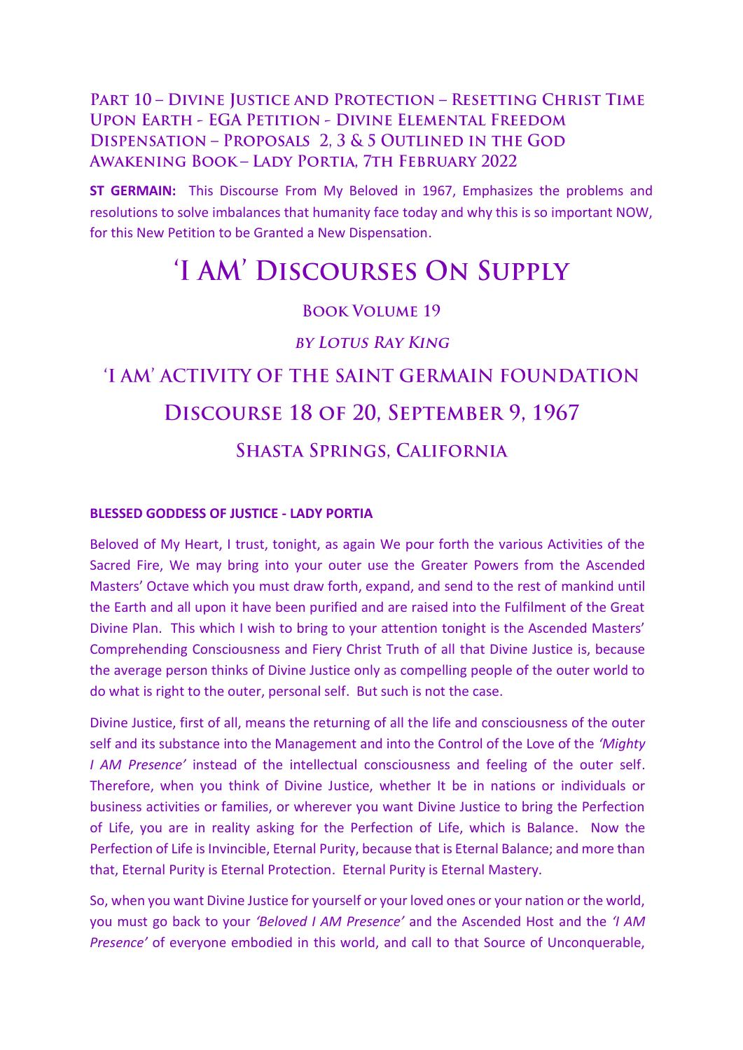## Part 10 – Divine Justice and Protection – Resetting Christ Time Upon Earth - EGA Petition - Divine Elemental Freedom Dispensation – Proposals 2, 3 & 5 Outlined in the God Awakening Book – Lady Portia, 7th February 2022

**ST GERMAIN:** This Discourse From My Beloved in 1967, Emphasizes the problems and resolutions to solve imbalances that humanity face today and why this is so important NOW, for this New Petition to be Granted a New Dispensation.

# 'I AM' Discourses On Supply

### Book Volume 19

### *by Lotus Ray King*

## 'I AM' Activity of the Saint Germain Foundation

## Discourse 18 of 20, September 9, 1967

### Shasta Springs, California

**BLESSED GODDESS OF JUSTICE - LADY PORTIA**

Beloved of My Heart, I trust, tonight, as again We pour forth the various Activities of the Sacred Fire, We may bring into your outer use the Greater Powers from the Ascended Masters' Octave which you must draw forth, expand, and send to the rest of mankind until the Earth and all upon it have been purified and are raised into the Fulfilment of the Great Divine Plan. This which I wish to bring to your attention tonight is the Ascended Masters' Comprehending Consciousness and Fiery Christ Truth of all that Divine Justice is, because the average person thinks of Divine Justice only as compelling people of the outer world to do what is right to the outer, personal self. But such is not the case.

Divine Justice, first of all, means the returning of all the life and consciousness of the outer self and its substance into the Management and into the Control of the Love of the *'Mighty I AM Presence'* instead of the intellectual consciousness and feeling of the outer self. Therefore, when you think of Divine Justice, whether It be in nations or individuals or business activities or families, or wherever you want Divine Justice to bring the Perfection of Life, you are in reality asking for the Perfection of Life, which is Balance. Now the Perfection of Life is Invincible, Eternal Purity, because that is Eternal Balance; and more than that, Eternal Purity is Eternal Protection. Eternal Purity is Eternal Mastery.

So, when you want Divine Justice for yourself or your loved ones or your nation or the world, you must go back to your *'Beloved I AM Presence'* and the Ascended Host and the *'I AM Presence'* of everyone embodied in this world, and call to that Source of Unconquerable,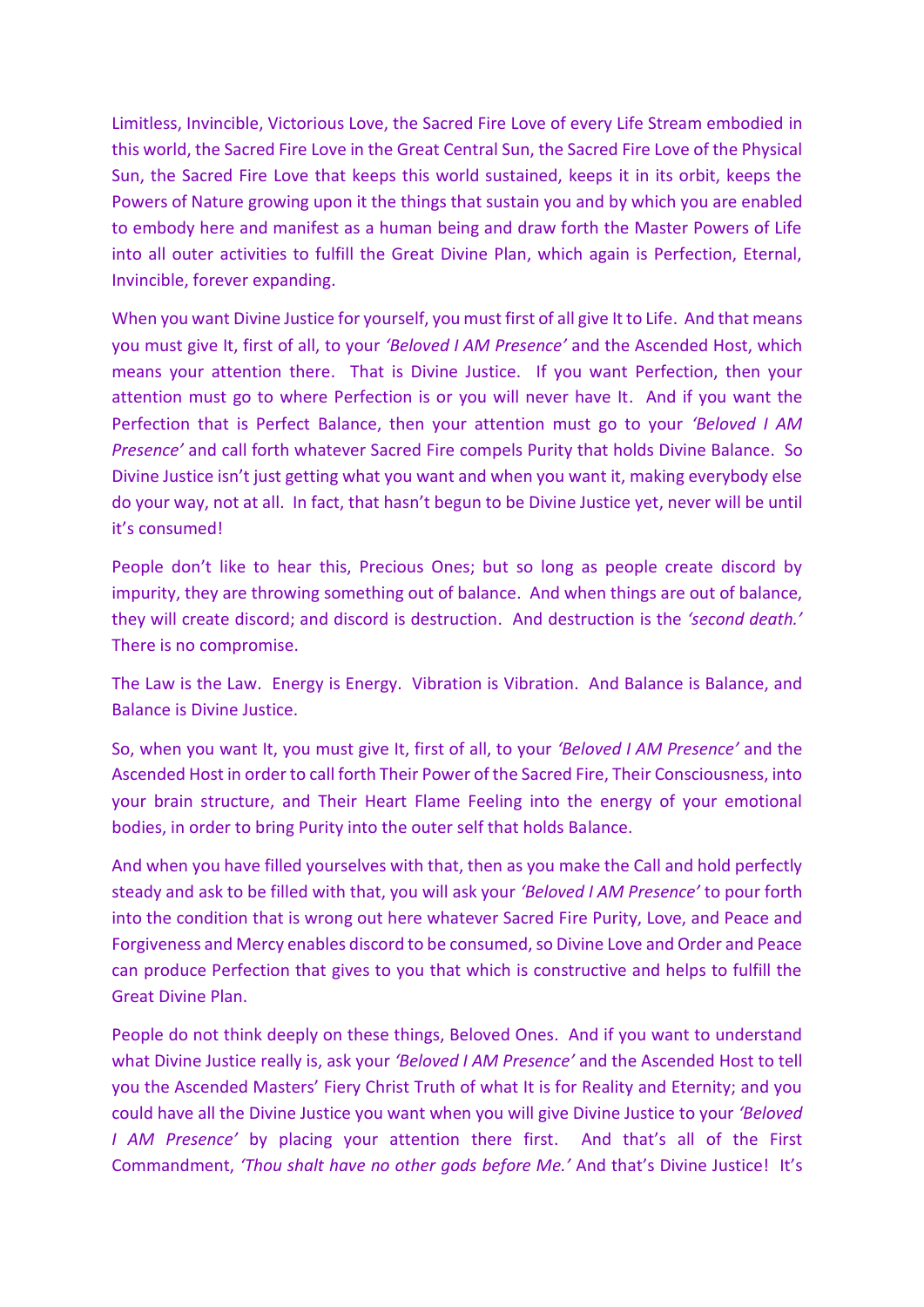Limitless, Invincible, Victorious Love, the Sacred Fire Love of every Life Stream embodied in this world, the Sacred Fire Love in the Great Central Sun, the Sacred Fire Love of the Physical Sun, the Sacred Fire Love that keeps this world sustained, keeps it in its orbit, keeps the Powers of Nature growing upon it the things that sustain you and by which you are enabled to embody here and manifest as a human being and draw forth the Master Powers of Life into all outer activities to fulfill the Great Divine Plan, which again is Perfection, Eternal, Invincible, forever expanding.

When you want Divine Justice for yourself, you must first of all give It to Life. And that means you must give It, first of all, to your *'Beloved I AM Presence'* and the Ascended Host, which means your attention there. That is Divine Justice. If you want Perfection, then your attention must go to where Perfection is or you will never have It. And if you want the Perfection that is Perfect Balance, then your attention must go to your *'Beloved I AM Presence'* and call forth whatever Sacred Fire compels Purity that holds Divine Balance. So Divine Justice isn't just getting what you want and when you want it, making everybody else do your way, not at all. In fact, that hasn't begun to be Divine Justice yet, never will be until it's consumed!

People don't like to hear this, Precious Ones; but so long as people create discord by impurity, they are throwing something out of balance. And when things are out of balance, they will create discord; and discord is destruction. And destruction is the *'second death.'* There is no compromise.

The Law is the Law. Energy is Energy. Vibration is Vibration. And Balance is Balance, and Balance is Divine Justice.

So, when you want It, you must give It, first of all, to your *'Beloved I AM Presence'* and the Ascended Host in order to call forth Their Power of the Sacred Fire, Their Consciousness, into your brain structure, and Their Heart Flame Feeling into the energy of your emotional bodies, in order to bring Purity into the outer self that holds Balance.

And when you have filled yourselves with that, then as you make the Call and hold perfectly steady and ask to be filled with that, you will ask your *'Beloved I AM Presence'* to pour forth into the condition that is wrong out here whatever Sacred Fire Purity, Love, and Peace and Forgiveness and Mercy enables discord to be consumed, so Divine Love and Order and Peace can produce Perfection that gives to you that which is constructive and helps to fulfill the Great Divine Plan.

People do not think deeply on these things, Beloved Ones. And if you want to understand what Divine Justice really is, ask your *'Beloved I AM Presence'* and the Ascended Host to tell you the Ascended Masters' Fiery Christ Truth of what It is for Reality and Eternity; and you could have all the Divine Justice you want when you will give Divine Justice to your *'Beloved I AM Presence'* by placing your attention there first. And that's all of the First Commandment, *'Thou shalt have no other gods before Me.'* And that's Divine Justice! It's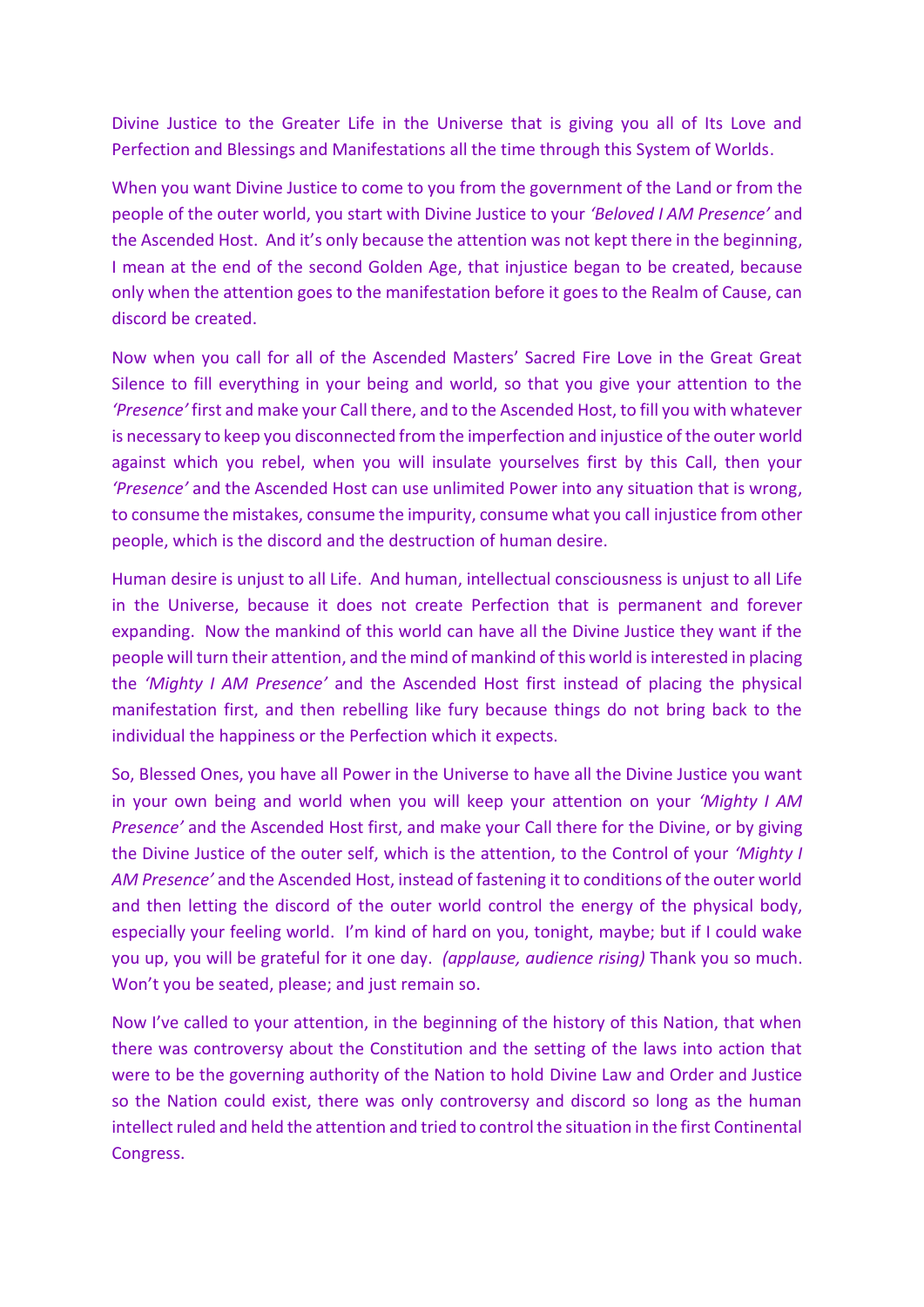Divine Justice to the Greater Life in the Universe that is giving you all of Its Love and Perfection and Blessings and Manifestations all the time through this System of Worlds.

When you want Divine Justice to come to you from the government of the Land or from the people of the outer world, you start with Divine Justice to your *'Beloved I AM Presence'* and the Ascended Host. And it's only because the attention was not kept there in the beginning, I mean at the end of the second Golden Age, that injustice began to be created, because only when the attention goes to the manifestation before it goes to the Realm of Cause, can discord be created.

Now when you call for all of the Ascended Masters' Sacred Fire Love in the Great Great Silence to fill everything in your being and world, so that you give your attention to the *'Presence'* first and make your Call there, and to the Ascended Host, to fill you with whatever is necessary to keep you disconnected from the imperfection and injustice of the outer world against which you rebel, when you will insulate yourselves first by this Call, then your *'Presence'* and the Ascended Host can use unlimited Power into any situation that is wrong, to consume the mistakes, consume the impurity, consume what you call injustice from other people, which is the discord and the destruction of human desire.

Human desire is unjust to all Life. And human, intellectual consciousness is unjust to all Life in the Universe, because it does not create Perfection that is permanent and forever expanding. Now the mankind of this world can have all the Divine Justice they want if the people will turn their attention, and the mind of mankind of this world is interested in placing the *'Mighty I AM Presence'* and the Ascended Host first instead of placing the physical manifestation first, and then rebelling like fury because things do not bring back to the individual the happiness or the Perfection which it expects.

So, Blessed Ones, you have all Power in the Universe to have all the Divine Justice you want in your own being and world when you will keep your attention on your *'Mighty I AM Presence'* and the Ascended Host first, and make your Call there for the Divine, or by giving the Divine Justice of the outer self, which is the attention, to the Control of your *'Mighty I AM Presence'* and the Ascended Host, instead of fastening it to conditions of the outer world and then letting the discord of the outer world control the energy of the physical body, especially your feeling world. I'm kind of hard on you, tonight, maybe; but if I could wake you up, you will be grateful for it one day. *(applause, audience rising)* Thank you so much. Won't you be seated, please; and just remain so.

Now I've called to your attention, in the beginning of the history of this Nation, that when there was controversy about the Constitution and the setting of the laws into action that were to be the governing authority of the Nation to hold Divine Law and Order and Justice so the Nation could exist, there was only controversy and discord so long as the human intellect ruled and held the attention and tried to control the situation in the first Continental Congress.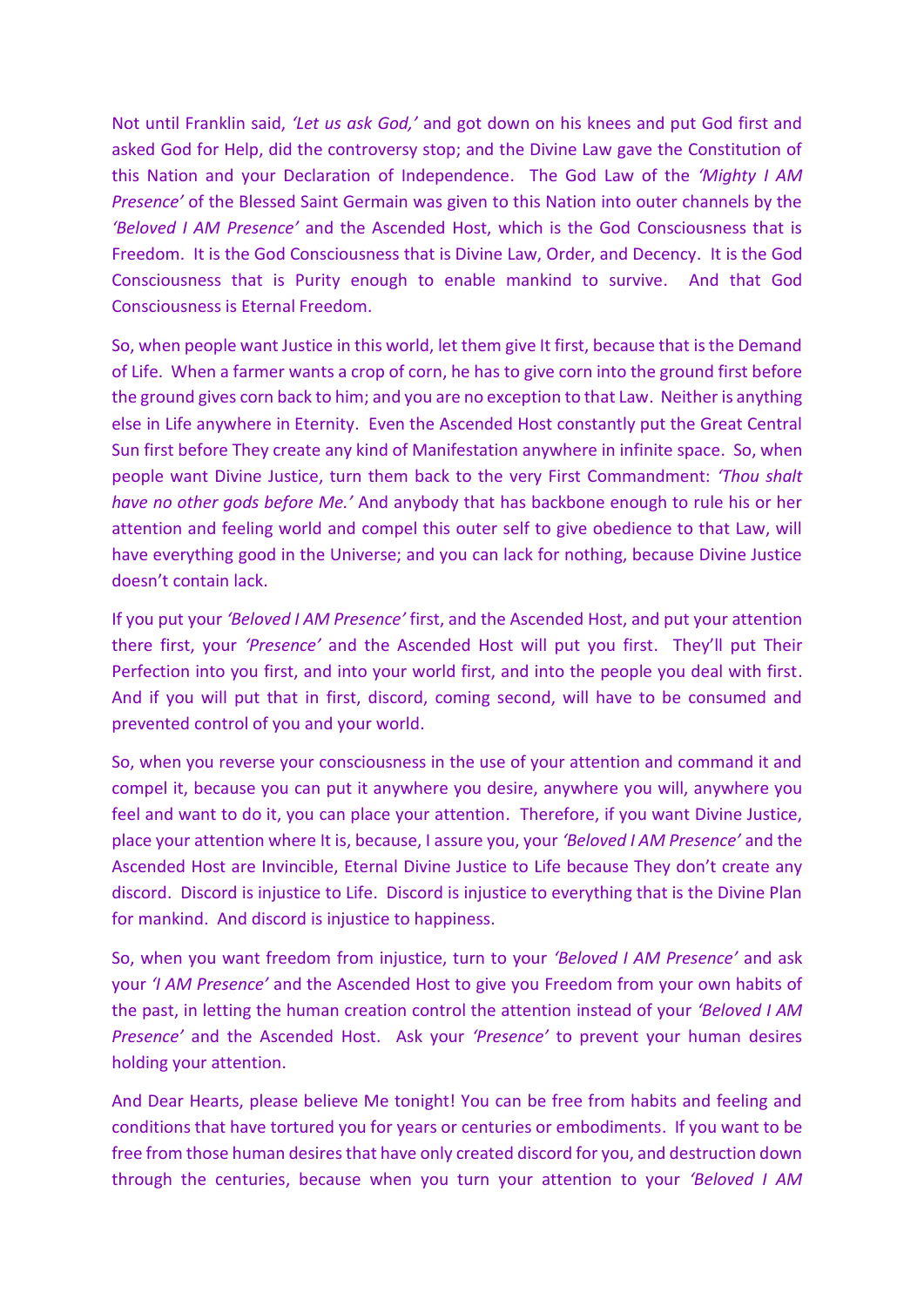Not until Franklin said, *'Let us ask God,'* and got down on his knees and put God first and asked God for Help, did the controversy stop; and the Divine Law gave the Constitution of this Nation and your Declaration of Independence. The God Law of the *'Mighty I AM Presence'* of the Blessed Saint Germain was given to this Nation into outer channels by the *'Beloved I AM Presence'* and the Ascended Host, which is the God Consciousness that is Freedom. It is the God Consciousness that is Divine Law, Order, and Decency. It is the God Consciousness that is Purity enough to enable mankind to survive. And that God Consciousness is Eternal Freedom.

So, when people want Justice in this world, let them give It first, because that is the Demand of Life. When a farmer wants a crop of corn, he has to give corn into the ground first before the ground gives corn back to him; and you are no exception to that Law. Neither is anything else in Life anywhere in Eternity. Even the Ascended Host constantly put the Great Central Sun first before They create any kind of Manifestation anywhere in infinite space. So, when people want Divine Justice, turn them back to the very First Commandment: *'Thou shalt have no other gods before Me.'* And anybody that has backbone enough to rule his or her attention and feeling world and compel this outer self to give obedience to that Law, will have everything good in the Universe; and you can lack for nothing, because Divine Justice doesn't contain lack.

If you put your *'Beloved I AM Presence'* first, and the Ascended Host, and put your attention there first, your *'Presence'* and the Ascended Host will put you first. They'll put Their Perfection into you first, and into your world first, and into the people you deal with first. And if you will put that in first, discord, coming second, will have to be consumed and prevented control of you and your world.

So, when you reverse your consciousness in the use of your attention and command it and compel it, because you can put it anywhere you desire, anywhere you will, anywhere you feel and want to do it, you can place your attention. Therefore, if you want Divine Justice, place your attention where It is, because, I assure you, your *'Beloved I AM Presence'* and the Ascended Host are Invincible, Eternal Divine Justice to Life because They don't create any discord. Discord is injustice to Life. Discord is injustice to everything that is the Divine Plan for mankind. And discord is injustice to happiness.

So, when you want freedom from injustice, turn to your *'Beloved I AM Presence'* and ask your *'I AM Presence'* and the Ascended Host to give you Freedom from your own habits of the past, in letting the human creation control the attention instead of your *'Beloved I AM Presence'* and the Ascended Host. Ask your *'Presence'* to prevent your human desires holding your attention.

And Dear Hearts, please believe Me tonight! You can be free from habits and feeling and conditions that have tortured you for years or centuries or embodiments. If you want to be free from those human desires that have only created discord for you, and destruction down through the centuries, because when you turn your attention to your *'Beloved I AM*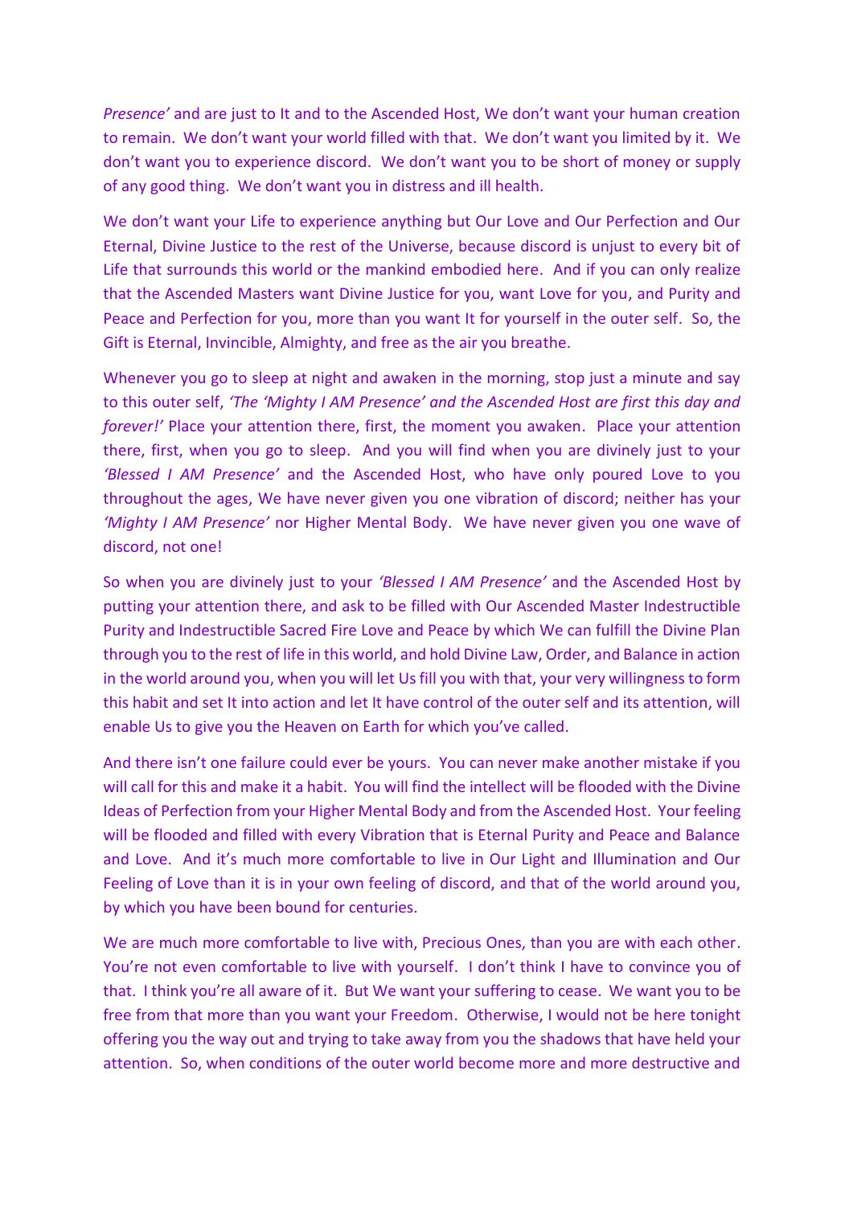*Presence'* and are just to It and to the Ascended Host, We don't want your human creation to remain. We don't want your world filled with that. We don't want you limited by it. We don't want you to experience discord. We don't want you to be short of money or supply of any good thing. We don't want you in distress and ill health.

We don't want your Life to experience anything but Our Love and Our Perfection and Our Eternal, Divine Justice to the rest of the Universe, because discord is unjust to every bit of Life that surrounds this world or the mankind embodied here. And if you can only realize that the Ascended Masters want Divine Justice for you, want Love for you, and Purity and Peace and Perfection for you, more than you want It for yourself in the outer self. So, the Gift is Eternal, Invincible, Almighty, and free as the air you breathe.

Whenever you go to sleep at night and awaken in the morning, stop just a minute and say to this outer self, *'The 'Mighty I AM Presence' and the Ascended Host are first this day and forever!'* Place your attention there, first, the moment you awaken. Place your attention there, first, when you go to sleep. And you will find when you are divinely just to your *'Blessed I AM Presence'* and the Ascended Host, who have only poured Love to you throughout the ages, We have never given you one vibration of discord; neither has your *'Mighty I AM Presence'* nor Higher Mental Body. We have never given you one wave of discord, not one!

So when you are divinely just to your *'Blessed I AM Presence'* and the Ascended Host by putting your attention there, and ask to be filled with Our Ascended Master Indestructible Purity and Indestructible Sacred Fire Love and Peace by which We can fulfill the Divine Plan through you to the rest of life in this world, and hold Divine Law, Order, and Balance in action in the world around you, when you will let Us fill you with that, your very willingness to form this habit and set It into action and let It have control of the outer self and its attention, will enable Us to give you the Heaven on Earth for which you've called.

And there isn't one failure could ever be yours. You can never make another mistake if you will call for this and make it a habit. You will find the intellect will be flooded with the Divine Ideas of Perfection from your Higher Mental Body and from the Ascended Host. Your feeling will be flooded and filled with every Vibration that is Eternal Purity and Peace and Balance and Love. And it's much more comfortable to live in Our Light and Illumination and Our Feeling of Love than it is in your own feeling of discord, and that of the world around you, by which you have been bound for centuries.

We are much more comfortable to live with, Precious Ones, than you are with each other. You're not even comfortable to live with yourself. I don't think I have to convince you of that. I think you're all aware of it. But We want your suffering to cease. We want you to be free from that more than you want your Freedom. Otherwise, I would not be here tonight offering you the way out and trying to take away from you the shadows that have held your attention. So, when conditions of the outer world become more and more destructive and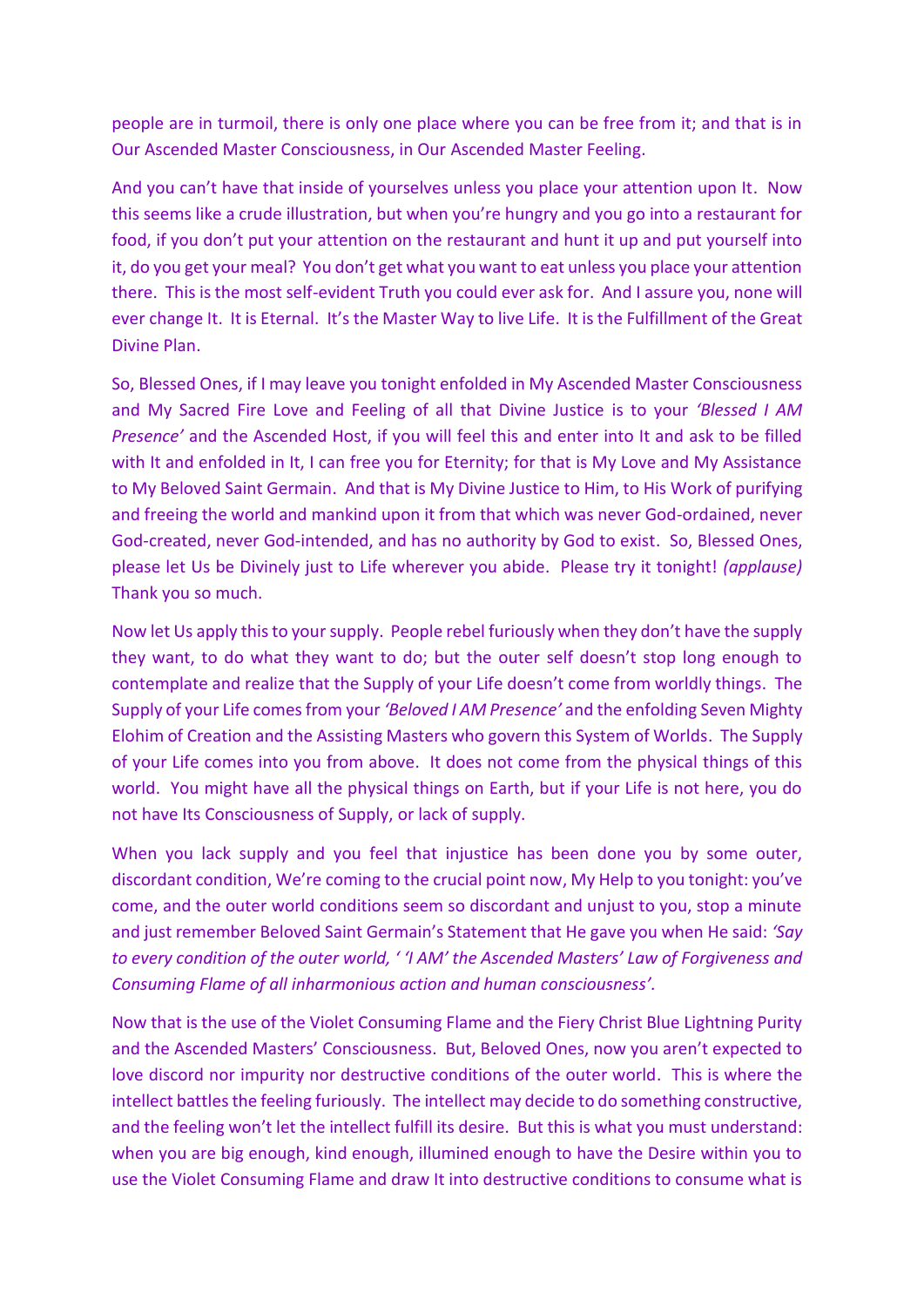people are in turmoil, there is only one place where you can be free from it; and that is in Our Ascended Master Consciousness, in Our Ascended Master Feeling.

And you can't have that inside of yourselves unless you place your attention upon It. Now this seems like a crude illustration, but when you're hungry and you go into a restaurant for food, if you don't put your attention on the restaurant and hunt it up and put yourself into it, do you get your meal? You don't get what you want to eat unless you place your attention there. This is the most self-evident Truth you could ever ask for. And I assure you, none will ever change It. It is Eternal. It's the Master Way to live Life. It is the Fulfillment of the Great Divine Plan.

So, Blessed Ones, if I may leave you tonight enfolded in My Ascended Master Consciousness and My Sacred Fire Love and Feeling of all that Divine Justice is to your *'Blessed I AM Presence'* and the Ascended Host, if you will feel this and enter into It and ask to be filled with It and enfolded in It, I can free you for Eternity; for that is My Love and My Assistance to My Beloved Saint Germain. And that is My Divine Justice to Him, to His Work of purifying and freeing the world and mankind upon it from that which was never God-ordained, never God-created, never God-intended, and has no authority by God to exist. So, Blessed Ones, please let Us be Divinely just to Life wherever you abide. Please try it tonight! *(applause)* Thank you so much.

Now let Us apply this to your supply. People rebel furiously when they don't have the supply they want, to do what they want to do; but the outer self doesn't stop long enough to contemplate and realize that the Supply of your Life doesn't come from worldly things. The Supply of your Life comes from your *'Beloved I AM Presence'* and the enfolding Seven Mighty Elohim of Creation and the Assisting Masters who govern this System of Worlds. The Supply of your Life comes into you from above. It does not come from the physical things of this world. You might have all the physical things on Earth, but if your Life is not here, you do not have Its Consciousness of Supply, or lack of supply.

When you lack supply and you feel that injustice has been done you by some outer, discordant condition, We're coming to the crucial point now, My Help to you tonight: you've come, and the outer world conditions seem so discordant and unjust to you, stop a minute and just remember Beloved Saint Germain's Statement that He gave you when He said: *'Say to every condition of the outer world, ' 'I AM' the Ascended Masters' Law of Forgiveness and Consuming Flame of all inharmonious action and human consciousness'.*

Now that is the use of the Violet Consuming Flame and the Fiery Christ Blue Lightning Purity and the Ascended Masters' Consciousness. But, Beloved Ones, now you aren't expected to love discord nor impurity nor destructive conditions of the outer world. This is where the intellect battles the feeling furiously. The intellect may decide to do something constructive, and the feeling won't let the intellect fulfill its desire. But this is what you must understand: when you are big enough, kind enough, illumined enough to have the Desire within you to use the Violet Consuming Flame and draw It into destructive conditions to consume what is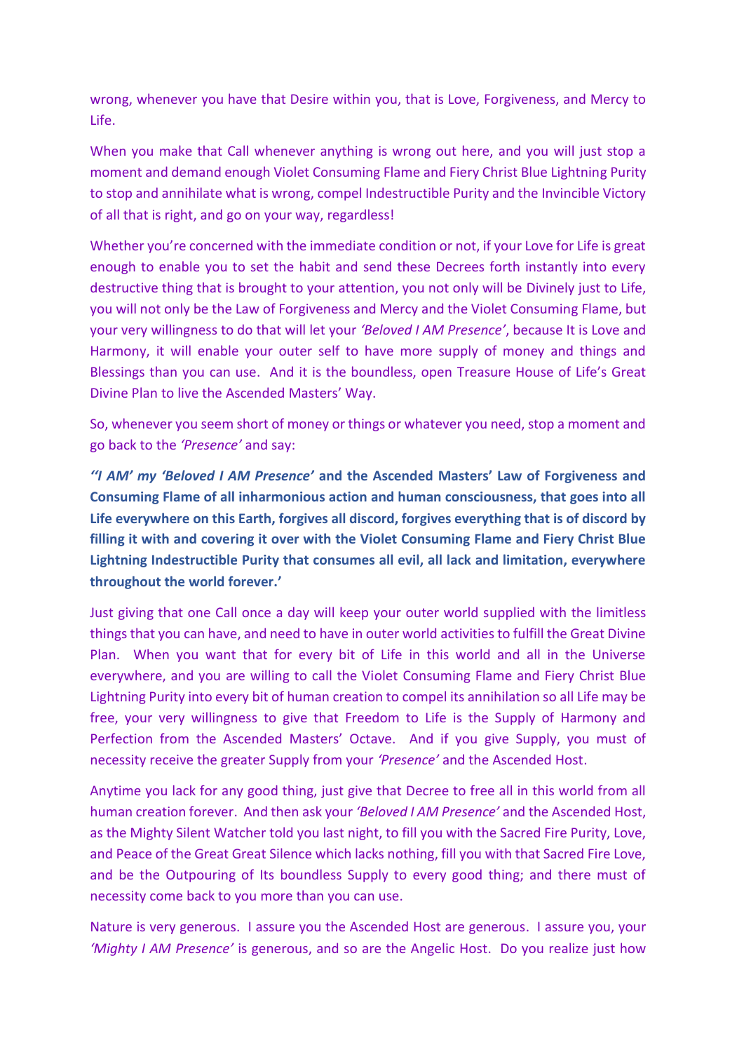wrong, whenever you have that Desire within you, that is Love, Forgiveness, and Mercy to Life.

When you make that Call whenever anything is wrong out here, and you will just stop a moment and demand enough Violet Consuming Flame and Fiery Christ Blue Lightning Purity to stop and annihilate what is wrong, compel Indestructible Purity and the Invincible Victory of all that is right, and go on your way, regardless!

Whether you're concerned with the immediate condition or not, if your Love for Life is great enough to enable you to set the habit and send these Decrees forth instantly into every destructive thing that is brought to your attention, you not only will be Divinely just to Life, you will not only be the Law of Forgiveness and Mercy and the Violet Consuming Flame, but your very willingness to do that will let your *'Beloved I AM Presence'*, because It is Love and Harmony, it will enable your outer self to have more supply of money and things and Blessings than you can use. And it is the boundless, open Treasure House of Life's Great Divine Plan to live the Ascended Masters' Way.

So, whenever you seem short of money or things or whatever you need, stop a moment and go back to the *'Presence'* and say:

***''I AM' my 'Beloved I AM Presence'*** **and the Ascended Masters' Law of Forgiveness and Consuming Flame of all inharmonious action and human consciousness, that goes into all Life everywhere on this Earth, forgives all discord, forgives everything that is of discord by filling it with and covering it over with the Violet Consuming Flame and Fiery Christ Blue Lightning Indestructible Purity that consumes all evil, all lack and limitation, everywhere throughout the world forever.'**

Just giving that one Call once a day will keep your outer world supplied with the limitless things that you can have, and need to have in outer world activities to fulfill the Great Divine Plan. When you want that for every bit of Life in this world and all in the Universe everywhere, and you are willing to call the Violet Consuming Flame and Fiery Christ Blue Lightning Purity into every bit of human creation to compel its annihilation so all Life may be free, your very willingness to give that Freedom to Life is the Supply of Harmony and Perfection from the Ascended Masters' Octave. And if you give Supply, you must of necessity receive the greater Supply from your *'Presence'* and the Ascended Host.

Anytime you lack for any good thing, just give that Decree to free all in this world from all human creation forever. And then ask your *'Beloved I AM Presence'* and the Ascended Host, as the Mighty Silent Watcher told you last night, to fill you with the Sacred Fire Purity, Love, and Peace of the Great Great Silence which lacks nothing, fill you with that Sacred Fire Love, and be the Outpouring of Its boundless Supply to every good thing; and there must of necessity come back to you more than you can use.

Nature is very generous. I assure you the Ascended Host are generous. I assure you, your *'Mighty I AM Presence'* is generous, and so are the Angelic Host. Do you realize just how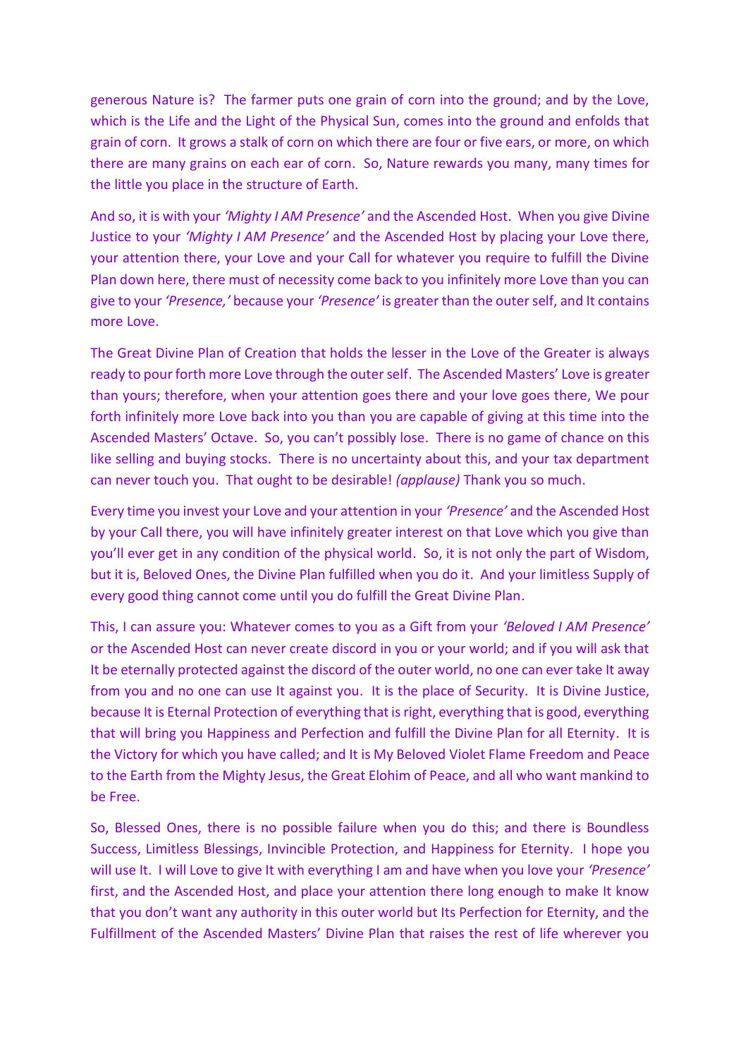generous Nature is? The farmer puts one grain of corn into the ground; and by the Love, which is the Life and the Light of the Physical Sun, comes into the ground and enfolds that grain of corn. It grows a stalk of corn on which there are four or five ears, or more, on which there are many grains on each ear of corn. So, Nature rewards you many, many times for the little you place in the structure of Earth.

And so, it is with your *'Mighty I AM Presence'* and the Ascended Host. When you give Divine Justice to your *'Mighty I AM Presence'* and the Ascended Host by placing your Love there, your attention there, your Love and your Call for whatever you require to fulfill the Divine Plan down here, there must of necessity come back to you infinitely more Love than you can give to your *'Presence,'* because your *'Presence'* is greater than the outer self, and It contains more Love.

The Great Divine Plan of Creation that holds the lesser in the Love of the Greater is always ready to pour forth more Love through the outer self. The Ascended Masters' Love is greater than yours; therefore, when your attention goes there and your love goes there, We pour forth infinitely more Love back into you than you are capable of giving at this time into the Ascended Masters' Octave. So, you can't possibly lose. There is no game of chance on this like selling and buying stocks. There is no uncertainty about this, and your tax department can never touch you. That ought to be desirable! *(applause)* Thank you so much.

Every time you invest your Love and your attention in your *'Presence'* and the Ascended Host by your Call there, you will have infinitely greater interest on that Love which you give than you'll ever get in any condition of the physical world. So, it is not only the part of Wisdom, but it is, Beloved Ones, the Divine Plan fulfilled when you do it. And your limitless Supply of every good thing cannot come until you do fulfill the Great Divine Plan.

This, I can assure you: Whatever comes to you as a Gift from your *'Beloved I AM Presence'* or the Ascended Host can never create discord in you or your world; and if you will ask that It be eternally protected against the discord of the outer world, no one can ever take It away from you and no one can use It against you. It is the place of Security. It is Divine Justice, because It is Eternal Protection of everything that is right, everything that is good, everything that will bring you Happiness and Perfection and fulfill the Divine Plan for all Eternity. It is the Victory for which you have called; and It is My Beloved Violet Flame Freedom and Peace to the Earth from the Mighty Jesus, the Great Elohim of Peace, and all who want mankind to be Free.

So, Blessed Ones, there is no possible failure when you do this; and there is Boundless Success, Limitless Blessings, Invincible Protection, and Happiness for Eternity. I hope you will use It. I will Love to give It with everything I am and have when you love your *'Presence'* first, and the Ascended Host, and place your attention there long enough to make It know that you don't want any authority in this outer world but Its Perfection for Eternity, and the Fulfillment of the Ascended Masters' Divine Plan that raises the rest of life wherever you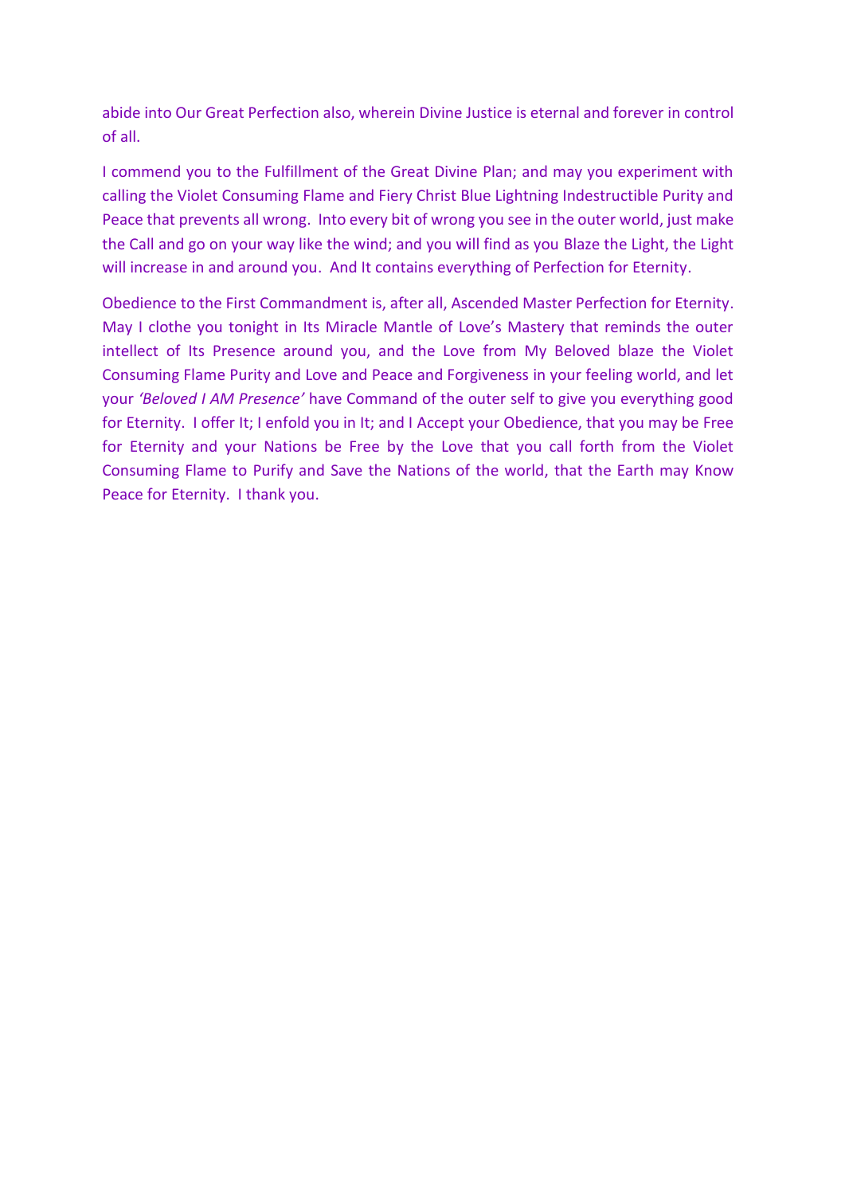abide into Our Great Perfection also, wherein Divine Justice is eternal and forever in control of all.

I commend you to the Fulfillment of the Great Divine Plan; and may you experiment with calling the Violet Consuming Flame and Fiery Christ Blue Lightning Indestructible Purity and Peace that prevents all wrong. Into every bit of wrong you see in the outer world, just make the Call and go on your way like the wind; and you will find as you Blaze the Light, the Light will increase in and around you. And It contains everything of Perfection for Eternity.

Obedience to the First Commandment is, after all, Ascended Master Perfection for Eternity. May I clothe you tonight in Its Miracle Mantle of Love's Mastery that reminds the outer intellect of Its Presence around you, and the Love from My Beloved blaze the Violet Consuming Flame Purity and Love and Peace and Forgiveness in your feeling world, and let your *'Beloved I AM Presence'* have Command of the outer self to give you everything good for Eternity. I offer It; I enfold you in It; and I Accept your Obedience, that you may be Free for Eternity and your Nations be Free by the Love that you call forth from the Violet Consuming Flame to Purify and Save the Nations of the world, that the Earth may Know Peace for Eternity. I thank you.